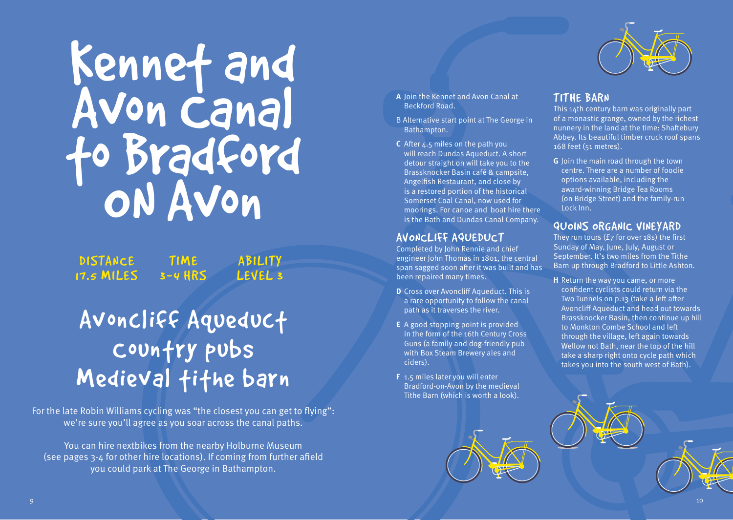# Kennet and Avon Canal to Bradford on Avon

**DISTANCE** 17.5 MILES | **TIME** 3-4 HRS | **ABILITY** LEVEL 3

## Avoncliff Aqueduct country pubs Medieval tithe barn

For the late Robin Williams cycling was "the closest you can get to flying": we're sure you'll agree as you soar across the canal paths.

You can hire nextbikes from the nearby Holburne Museum (see pages 3-4 for other hire locations). If coming from further afield you could park at The George in Bathampton.

**A** Join the Kennet and Avon Canal at Beckford Road.

B Alternative start point at The George in Bathampton.

**C** After 4.5 miles on the path you will reach Dundas Aqueduct. A short detour straight on will take you to the Brassknocker Basin café & campsite, Angelfish Restaurant, and close by is a restored portion of the historical Somerset Coal Canal, now used for moorings. For canoe and boat hire there is the Bath and Dundas Canal Company.

### AVONCLIFF AQUEDUCT

Completed by John Rennie and chief engineer John Thomas in 1801, the central span sagged soon after it was built and has been repaired many times.

**D** Cross over Avoncliff Aqueduct. This is a rare opportunity to follow the canal path as it traverses the river.

**E** A good stopping point is provided in the form of the 16th Century Cross Guns (a family and dog-friendly pub with Box Steam Brewery ales and ciders).

**F** 1.5 miles later you will enter Bradford-on-Avon by the medieval Tithe Barn (which is worth a look).

### TITHE BARN

This 14th century barn was originally part of a monastic grange, owned by the richest nunnery in the land at the time: Shaftebury Abbey. Its beautiful timber cruck roof spans 168 feet (51 metres).

**G** Join the main road through the town centre. There are a number of foodie options available, including the award-winning Bridge Tea Rooms (on Bridge Street) and the family-run Lock Inn.

### QUOINS ORGANIC VINEYARD

They run tours (£7 for over 18s) the first Sunday of May, June, July, August or September. It's two miles from the Tithe Barn up through Bradford to Little Ashton.

**H** Return the way you came, or more confident cyclists could return via the Two Tunnels on p.13 (take a left after Avoncliff Aqueduct and head out towards Brassknocker Basin, then continue up hill to Monkton Combe School and left through the village, left again towards Wellow not Bath, near the top of the hill take a sharp right onto cycle path which takes you into the south west of Bath).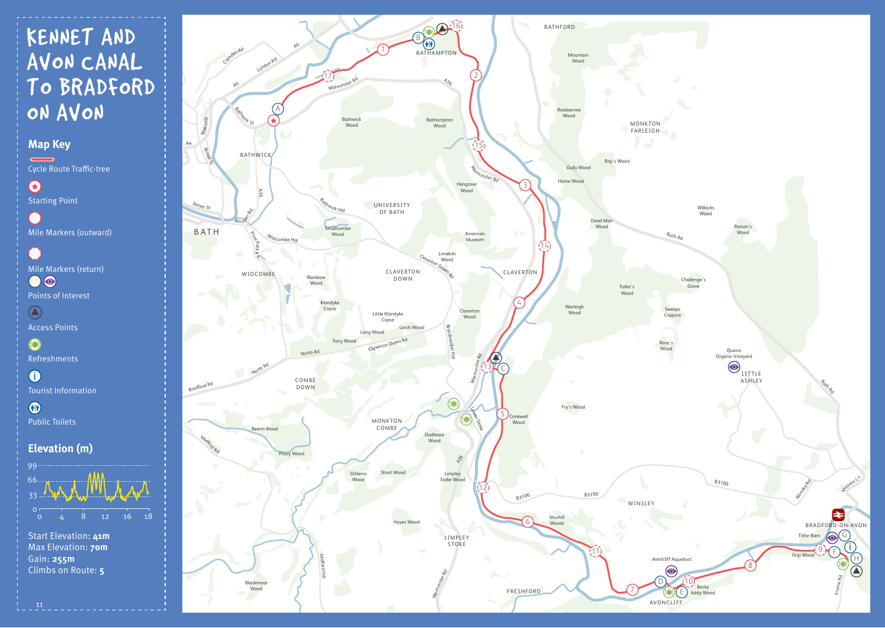# KENNET AND AVON CANAL TO BRADFORD ON AVON

## Map Key

Cycle Route Traffic-tree

Starting Point

Mile Markers (outward)

Mile Markers (return)

Points of Interest

Access Points

Refreshments

Tourist Information

Public Toilets

## Elevation (m)

99
66
33
0
0 4 8 12 16 18

Start Elevation: **41m**
Max Elevation: **70m**
Gain: **255m**
Climbs on Route: **5**